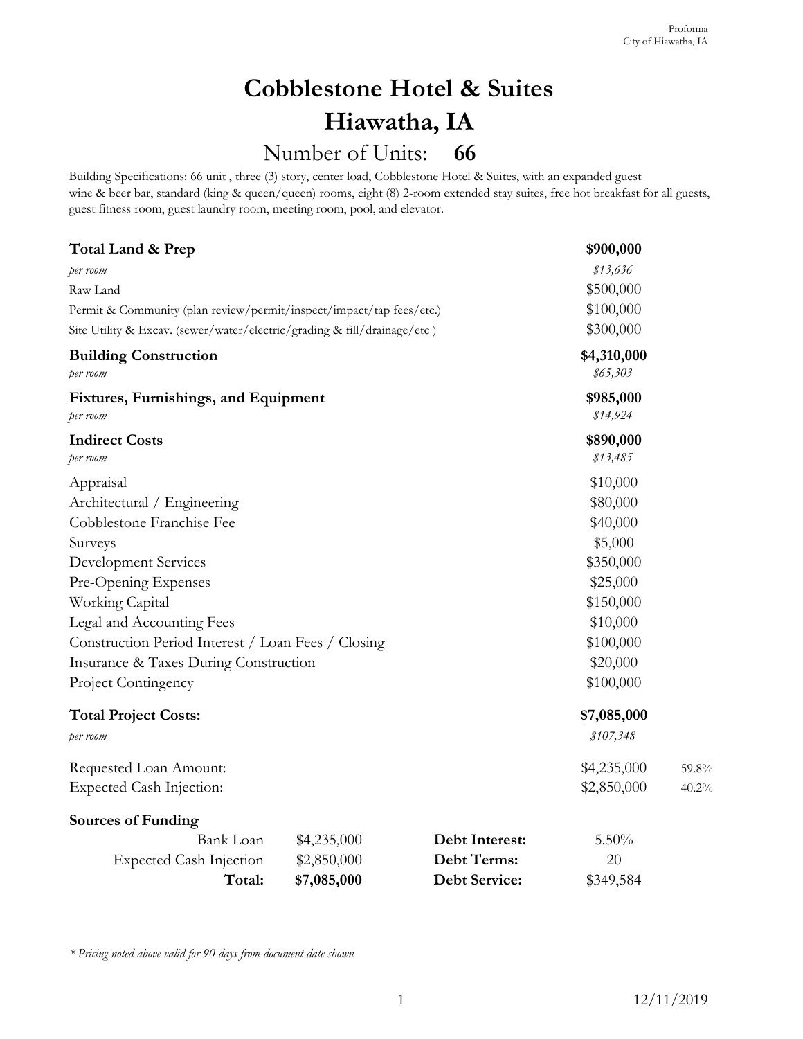# Cobblestone Hotel & Suites

# Hiawatha, IA

## Number of Units: **66**

Building Specifications: 66 unit , three (3) story, center load, Cobblestone Hotel & Suites, with an expanded guest wine & beer bar, standard (king & queen/queen) rooms, eight (8) 2-room extended stay suites, free hot breakfast for all guests, guest fitness room, guest laundry room, meeting room, pool, and elevator.

| | | |
|---|---|---|
| **Total Land & Prep** | **$900,000** | |
| *per room* | *$13,636* | |
| Raw Land | $500,000 | |
| Permit & Community (plan review/permit/inspect/impact/tap fees/etc.) | $100,000 | |
| Site Utility & Excav. (sewer/water/electric/grading & fill/drainage/etc ) | $300,000 | |
| **Building Construction** | **$4,310,000** | |
| *per room* | *$65,303* | |
| **Fixtures, Furnishings, and Equipment** | **$985,000** | |
| *per room* | *$14,924* | |
| **Indirect Costs** | **$890,000** | |
| *per room* | *$13,485* | |
| Appraisal | $10,000 | |
| Architectural / Engineering | $80,000 | |
| Cobblestone Franchise Fee | $40,000 | |
| Surveys | $5,000 | |
| Development Services | $350,000 | |
| Pre-Opening Expenses | $25,000 | |
| Working Capital | $150,000 | |
| Legal and Accounting Fees | $10,000 | |
| Construction Period Interest / Loan Fees / Closing | $100,000 | |
| Insurance & Taxes During Construction | $20,000 | |
| Project Contingency | $100,000 | |
| **Total Project Costs:** | **$7,085,000** | |
| *per room* | *$107,348* | |
| Requested Loan Amount: | $4,235,000 | 59.8% |
| Expected Cash Injection: | $2,850,000 | 40.2% |

**Sources of Funding**

| | | | |
|---|---|---|---|
| Bank Loan | $4,235,000 | **Debt Interest:** | 5.50% |
| Expected Cash Injection | $2,850,000 | **Debt Terms:** | 20 |
| **Total:** | **$7,085,000** | **Debt Service:** | $349,584 |

*\* Pricing noted above valid for 90 days from document date shown*

12/11/2019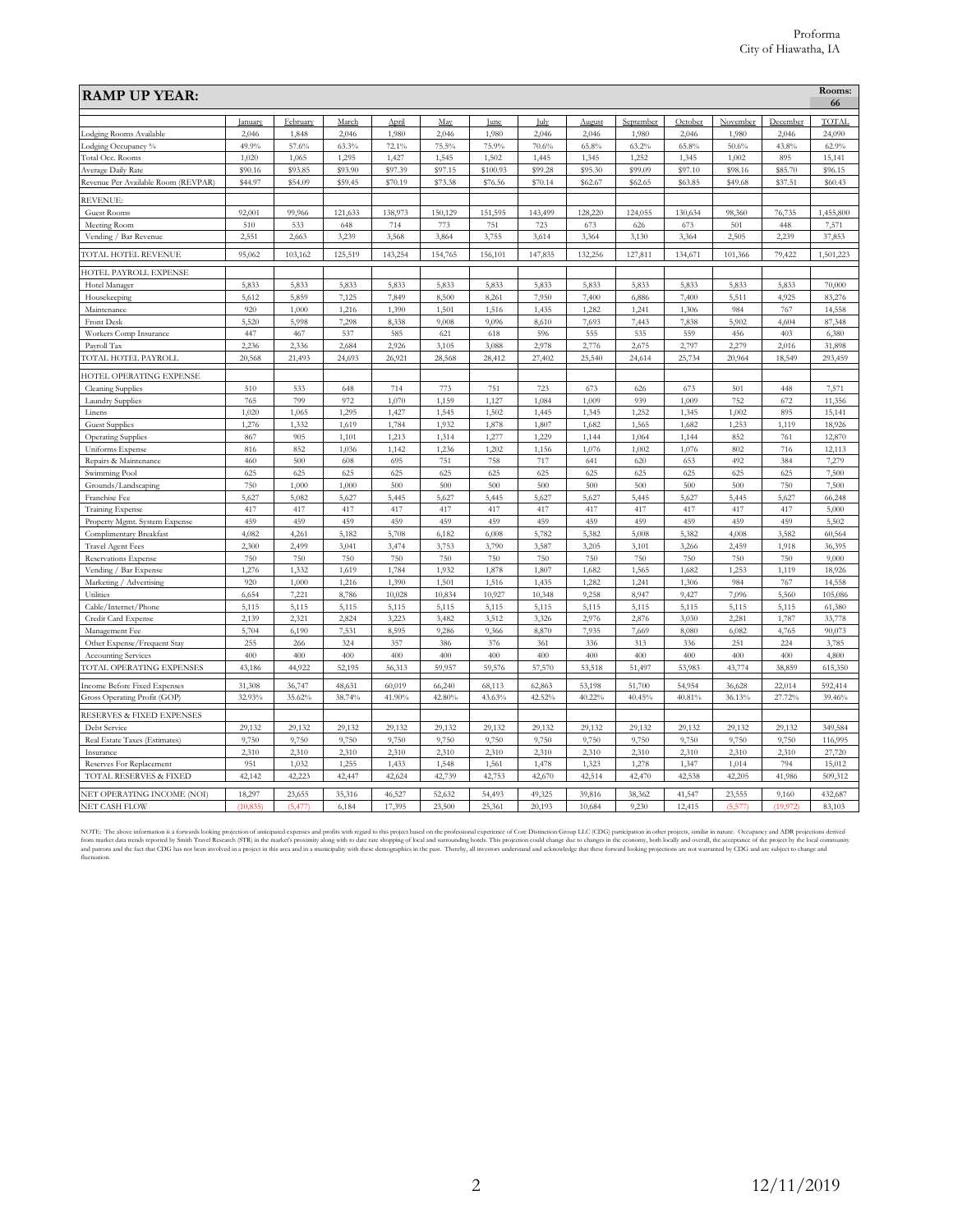Proforma
City of Hiawatha, IA

## RAMP UP YEAR:

Rooms: 66

| | January | February | March | April | May | June | July | August | September | October | November | December | TOTAL |
|---|---|---|---|---|---|---|---|---|---|---|---|---|---|
| Lodging Rooms Available | 2,046 | 1,848 | 2,046 | 1,980 | 2,046 | 1,980 | 2,046 | 2,046 | 1,980 | 2,046 | 1,980 | 2,046 | 24,090 |
| Lodging Occupancy % | 49.9% | 57.6% | 63.3% | 72.1% | 75.5% | 75.9% | 70.6% | 65.8% | 63.2% | 65.8% | 50.6% | 43.8% | 62.9% |
| Total Occ. Rooms | 1,020 | 1,065 | 1,295 | 1,427 | 1,545 | 1,502 | 1,445 | 1,345 | 1,252 | 1,345 | 1,002 | 895 | 15,141 |
| Average Daily Rate | $90.16 | $93.85 | $93.90 | $97.39 | $97.15 | $100.93 | $99.28 | $95.30 | $99.09 | $97.10 | $98.16 | $85.70 | $96.15 |
| Revenue Per Available Room (REVPAR) | $44.97 | $54.09 | $59.45 | $70.19 | $73.38 | $76.56 | $70.14 | $62.67 | $62.65 | $63.85 | $49.68 | $37.51 | $60.43 |
| REVENUE: | | | | | | | | | | | | | |
| Guest Rooms | 92,001 | 99,966 | 121,633 | 138,973 | 150,129 | 151,595 | 143,499 | 128,220 | 124,055 | 130,634 | 98,360 | 76,735 | 1,455,800 |
| Meeting Room | 510 | 533 | 648 | 714 | 773 | 751 | 723 | 673 | 626 | 673 | 501 | 448 | 7,571 |
| Vending / Bar Revenue | 2,551 | 2,663 | 3,239 | 3,568 | 3,864 | 3,755 | 3,614 | 3,364 | 3,130 | 3,364 | 2,505 | 2,239 | 37,853 |
| TOTAL HOTEL REVENUE | 95,062 | 103,162 | 125,519 | 143,254 | 154,765 | 156,101 | 147,835 | 132,256 | 127,811 | 134,671 | 101,366 | 79,422 | 1,501,223 |
| HOTEL PAYROLL EXPENSE | | | | | | | | | | | | | |
| Hotel Manager | 5,833 | 5,833 | 5,833 | 5,833 | 5,833 | 5,833 | 5,833 | 5,833 | 5,833 | 5,833 | 5,833 | 5,833 | 70,000 |
| Housekeeping | 5,612 | 5,859 | 7,125 | 7,849 | 8,500 | 8,261 | 7,950 | 7,400 | 6,886 | 7,400 | 5,511 | 4,925 | 83,276 |
| Maintenance | 920 | 1,000 | 1,216 | 1,390 | 1,501 | 1,516 | 1,435 | 1,282 | 1,241 | 1,306 | 984 | 767 | 14,558 |
| Front Desk | 5,520 | 5,998 | 7,298 | 8,338 | 9,008 | 9,096 | 8,610 | 7,693 | 7,443 | 7,838 | 5,902 | 4,604 | 87,348 |
| Workers Comp Insurance | 447 | 467 | 537 | 585 | 621 | 618 | 596 | 555 | 535 | 559 | 456 | 403 | 6,380 |
| Payroll Tax | 2,236 | 2,336 | 2,684 | 2,926 | 3,105 | 3,088 | 2,978 | 2,776 | 2,675 | 2,797 | 2,279 | 2,016 | 31,898 |
| TOTAL HOTEL PAYROLL | 20,568 | 21,493 | 24,693 | 26,921 | 28,568 | 28,412 | 27,402 | 25,540 | 24,614 | 25,734 | 20,964 | 18,549 | 293,459 |
| HOTEL OPERATING EXPENSE | | | | | | | | | | | | | |
| Cleaning Supplies | 510 | 533 | 648 | 714 | 773 | 751 | 723 | 673 | 626 | 673 | 501 | 448 | 7,571 |
| Laundry Supplies | 765 | 799 | 972 | 1,070 | 1,159 | 1,127 | 1,084 | 1,009 | 939 | 1,009 | 752 | 672 | 11,356 |
| Linens | 1,020 | 1,065 | 1,295 | 1,427 | 1,545 | 1,502 | 1,445 | 1,345 | 1,252 | 1,345 | 1,002 | 895 | 15,141 |
| Guest Supplies | 1,276 | 1,332 | 1,619 | 1,784 | 1,932 | 1,878 | 1,807 | 1,682 | 1,565 | 1,682 | 1,253 | 1,119 | 18,926 |
| Operating Supplies | 867 | 905 | 1,101 | 1,213 | 1,314 | 1,277 | 1,229 | 1,144 | 1,064 | 1,144 | 852 | 761 | 12,870 |
| Uniforms Expense | 816 | 852 | 1,036 | 1,142 | 1,236 | 1,202 | 1,156 | 1,076 | 1,002 | 1,076 | 802 | 716 | 12,113 |
| Repairs & Maintenance | 460 | 500 | 608 | 695 | 751 | 758 | 717 | 641 | 620 | 653 | 492 | 384 | 7,279 |
| Swimming Pool | 625 | 625 | 625 | 625 | 625 | 625 | 625 | 625 | 625 | 625 | 625 | 625 | 7,500 |
| Grounds/Landscaping | 750 | 1,000 | 1,000 | 500 | 500 | 500 | 500 | 500 | 500 | 500 | 500 | 750 | 7,500 |
| Franchise Fee | 5,627 | 5,082 | 5,627 | 5,445 | 5,627 | 5,445 | 5,627 | 5,627 | 5,445 | 5,627 | 5,445 | 5,627 | 66,248 |
| Training Expense | 417 | 417 | 417 | 417 | 417 | 417 | 417 | 417 | 417 | 417 | 417 | 417 | 5,000 |
| Property Mgmt. System Expense | 459 | 459 | 459 | 459 | 459 | 459 | 459 | 459 | 459 | 459 | 459 | 459 | 5,502 |
| Complimentary Breakfast | 4,082 | 4,261 | 5,182 | 5,708 | 6,182 | 6,008 | 5,782 | 5,382 | 5,008 | 5,382 | 4,008 | 3,582 | 60,564 |
| Travel Agent Fees | 2,300 | 2,499 | 3,041 | 3,474 | 3,753 | 3,790 | 3,587 | 3,205 | 3,101 | 3,266 | 2,459 | 1,918 | 36,395 |
| Reservations Expense | 750 | 750 | 750 | 750 | 750 | 750 | 750 | 750 | 750 | 750 | 750 | 750 | 9,000 |
| Vending / Bar Expense | 1,276 | 1,332 | 1,619 | 1,784 | 1,932 | 1,878 | 1,807 | 1,682 | 1,565 | 1,682 | 1,253 | 1,119 | 18,926 |
| Marketing / Advertising | 920 | 1,000 | 1,216 | 1,390 | 1,501 | 1,516 | 1,435 | 1,282 | 1,241 | 1,306 | 984 | 767 | 14,558 |
| Utilities | 6,654 | 7,221 | 8,786 | 10,028 | 10,834 | 10,927 | 10,348 | 9,258 | 8,947 | 9,427 | 7,096 | 5,560 | 105,086 |
| Cable/Internet/Phone | 5,115 | 5,115 | 5,115 | 5,115 | 5,115 | 5,115 | 5,115 | 5,115 | 5,115 | 5,115 | 5,115 | 5,115 | 61,380 |
| Credit Card Expense | 2,139 | 2,321 | 2,824 | 3,223 | 3,482 | 3,512 | 3,326 | 2,976 | 2,876 | 3,030 | 2,281 | 1,787 | 33,778 |
| Management Fee | 5,704 | 6,190 | 7,531 | 8,595 | 9,286 | 9,366 | 8,870 | 7,935 | 7,669 | 8,080 | 6,082 | 4,765 | 90,073 |
| Other Expense/Frequent Stay | 255 | 266 | 324 | 357 | 386 | 376 | 361 | 336 | 313 | 336 | 251 | 224 | 3,785 |
| Accounting Services | 400 | 400 | 400 | 400 | 400 | 400 | 400 | 400 | 400 | 400 | 400 | 400 | 4,800 |
| TOTAL OPERATING EXPENSES | 43,186 | 44,922 | 52,195 | 56,313 | 59,957 | 59,576 | 57,570 | 53,518 | 51,497 | 53,983 | 43,774 | 38,859 | 615,350 |
| Income Before Fixed Expenses | 31,308 | 36,747 | 48,631 | 60,019 | 66,240 | 68,113 | 62,863 | 53,198 | 51,700 | 54,954 | 36,628 | 22,014 | 592,414 |
| Gross Operating Profit (GOP) | 32.93% | 35.62% | 38.74% | 41.90% | 42.80% | 43.63% | 42.52% | 40.22% | 40.45% | 40.81% | 36.13% | 27.72% | 39.46% |
| RESERVES & FIXED EXPENSES | | | | | | | | | | | | | |
| Debt Service | 29,132 | 29,132 | 29,132 | 29,132 | 29,132 | 29,132 | 29,132 | 29,132 | 29,132 | 29,132 | 29,132 | 29,132 | 349,584 |
| Real Estate Taxes (Estimates) | 9,750 | 9,750 | 9,750 | 9,750 | 9,750 | 9,750 | 9,750 | 9,750 | 9,750 | 9,750 | 9,750 | 9,750 | 116,995 |
| Insurance | 2,310 | 2,310 | 2,310 | 2,310 | 2,310 | 2,310 | 2,310 | 2,310 | 2,310 | 2,310 | 2,310 | 2,310 | 27,720 |
| Reserves For Replacement | 951 | 1,032 | 1,255 | 1,433 | 1,548 | 1,561 | 1,478 | 1,323 | 1,278 | 1,347 | 1,014 | 794 | 15,012 |
| TOTAL RESERVES & FIXED | 42,142 | 42,223 | 42,447 | 42,624 | 42,739 | 42,753 | 42,670 | 42,514 | 42,470 | 42,538 | 42,205 | 41,986 | 509,312 |
| NET OPERATING INCOME (NOI) | 18,297 | 23,655 | 35,316 | 46,527 | 52,632 | 54,493 | 49,325 | 39,816 | 38,362 | 41,547 | 23,555 | 9,160 | 432,687 |
| NET CASH FLOW | (10,835) | (5,477) | 6,184 | 17,395 | 23,500 | 25,361 | 20,193 | 10,684 | 9,230 | 12,415 | (5,577) | (19,972) | 83,103 |

NOTE: The above information is a forwards looking projection of anticipated expenses and profits with regard to this project based on the professional experience of Core Distinction Group LLC (CDG) participation in other projects, similar in nature. Occupancy and ADR projections derived from market data trends reported by Smith Travel Research (STR) in the market's proximity along with to date rate shopping of local and surrounding hotels. This projection could change due to changes in the economy, both locally and overall, the acceptance of the project by the local community and patrons and the fact that CDG has not been involved in a project in this area and in a municipality with these demographics in the past. Thereby, all investors understand and acknowledge that these forward looking projections are not warranted by CDG and are subject to change and fluctuation.

12/11/2019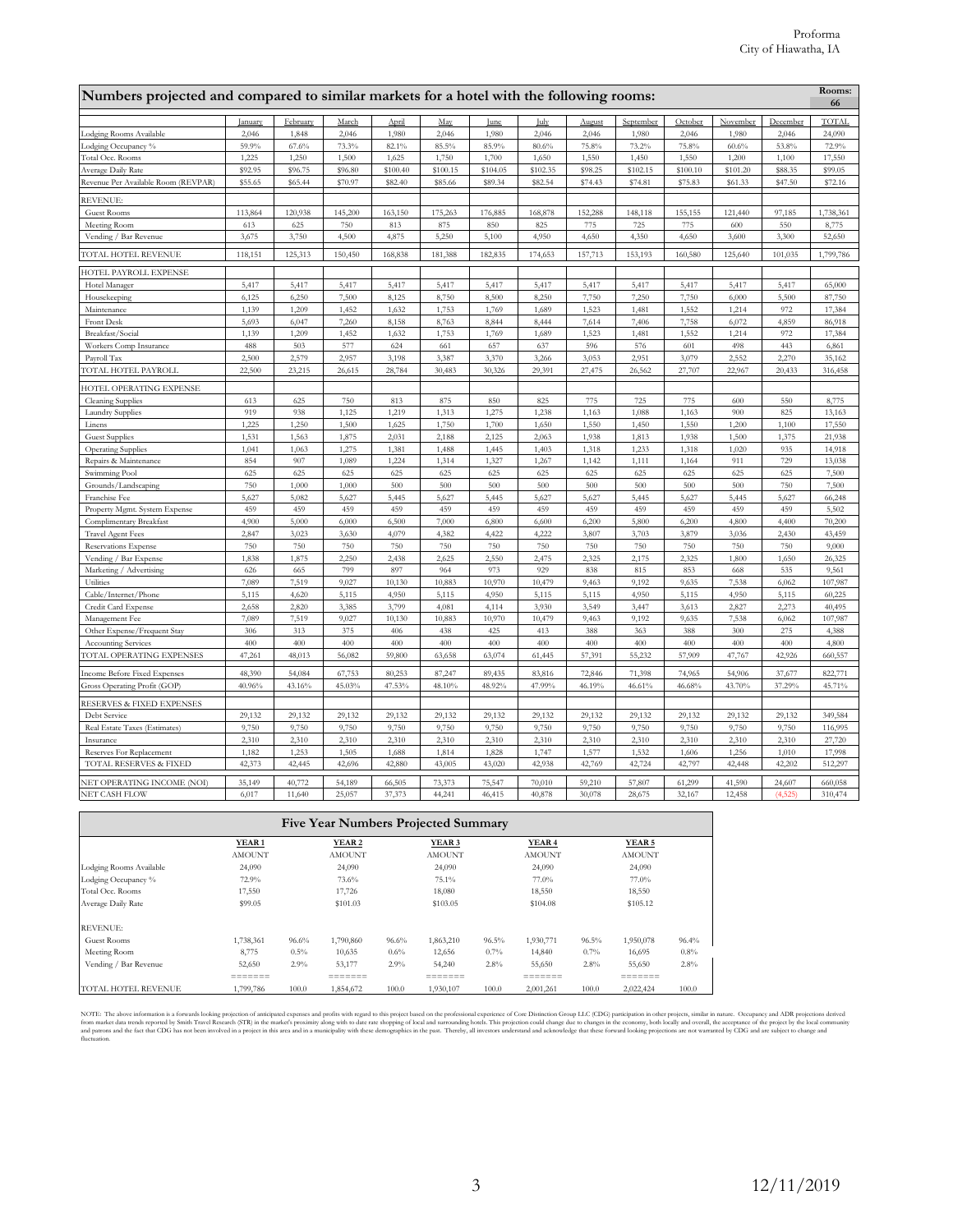Proforma
City of Hiawatha, IA

## Numbers projected and compared to similar markets for a hotel with the following rooms:

**Rooms: 66**

| | January | February | March | April | May | June | July | August | September | October | November | December | TOTAL |
|---|---|---|---|---|---|---|---|---|---|---|---|---|---|
| Lodging Rooms Available | 2,046 | 1,848 | 2,046 | 1,980 | 2,046 | 1,980 | 2,046 | 2,046 | 1,980 | 2,046 | 1,980 | 2,046 | 24,090 |
| Lodging Occupancy % | 59.9% | 67.6% | 73.3% | 82.1% | 85.5% | 85.9% | 80.6% | 75.8% | 73.2% | 75.8% | 60.6% | 53.8% | 72.9% |
| Total Occ. Rooms | 1,225 | 1,250 | 1,500 | 1,625 | 1,750 | 1,700 | 1,650 | 1,550 | 1,450 | 1,550 | 1,200 | 1,100 | 17,550 |
| Average Daily Rate | $92.95 | $96.75 | $96.80 | $100.40 | $100.15 | $104.05 | $102.35 | $98.25 | $102.15 | $100.10 | $101.20 | $88.35 | $99.05 |
| Revenue Per Available Room (REVPAR) | $55.65 | $65.44 | $70.97 | $82.40 | $85.66 | $89.34 | $82.54 | $74.43 | $74.81 | $75.83 | $61.33 | $47.50 | $72.16 |
| REVENUE: | | | | | | | | | | | | | |
| Guest Rooms | 113,864 | 120,938 | 145,200 | 163,150 | 175,263 | 176,885 | 168,878 | 152,288 | 148,118 | 155,155 | 121,440 | 97,185 | 1,738,361 |
| Meeting Room | 613 | 625 | 750 | 813 | 875 | 850 | 825 | 775 | 725 | 775 | 600 | 550 | 8,775 |
| Vending / Bar Revenue | 3,675 | 3,750 | 4,500 | 4,875 | 5,250 | 5,100 | 4,950 | 4,650 | 4,350 | 4,650 | 3,600 | 3,300 | 52,650 |
| TOTAL HOTEL REVENUE | 118,151 | 125,313 | 150,450 | 168,838 | 181,388 | 182,835 | 174,653 | 157,713 | 153,193 | 160,580 | 125,640 | 101,035 | 1,799,786 |
| HOTEL PAYROLL EXPENSE | | | | | | | | | | | | | |
| Hotel Manager | 5,417 | 5,417 | 5,417 | 5,417 | 5,417 | 5,417 | 5,417 | 5,417 | 5,417 | 5,417 | 5,417 | 5,417 | 65,000 |
| Housekeeping | 6,125 | 6,250 | 7,500 | 8,125 | 8,750 | 8,500 | 8,250 | 7,750 | 7,250 | 7,750 | 6,000 | 5,500 | 87,750 |
| Maintenance | 1,139 | 1,209 | 1,452 | 1,632 | 1,753 | 1,769 | 1,689 | 1,523 | 1,481 | 1,552 | 1,214 | 972 | 17,384 |
| Front Desk | 5,693 | 6,047 | 7,260 | 8,158 | 8,763 | 8,844 | 8,444 | 7,614 | 7,406 | 7,758 | 6,072 | 4,859 | 86,918 |
| Breakfast/Social | 1,139 | 1,209 | 1,452 | 1,632 | 1,753 | 1,769 | 1,689 | 1,523 | 1,481 | 1,552 | 1,214 | 972 | 17,384 |
| Workers Comp Insurance | 488 | 503 | 577 | 624 | 661 | 657 | 637 | 596 | 576 | 601 | 498 | 443 | 6,861 |
| Payroll Tax | 2,500 | 2,579 | 2,957 | 3,198 | 3,387 | 3,370 | 3,266 | 3,053 | 2,951 | 3,079 | 2,552 | 2,270 | 35,162 |
| TOTAL HOTEL PAYROLL | 22,500 | 23,215 | 26,615 | 28,784 | 30,483 | 30,326 | 29,391 | 27,475 | 26,562 | 27,707 | 22,967 | 20,433 | 316,458 |
| HOTEL OPERATING EXPENSE | | | | | | | | | | | | | |
| Cleaning Supplies | 613 | 625 | 750 | 813 | 875 | 850 | 825 | 775 | 725 | 775 | 600 | 550 | 8,775 |
| Laundry Supplies | 919 | 938 | 1,125 | 1,219 | 1,313 | 1,275 | 1,238 | 1,163 | 1,088 | 1,163 | 900 | 825 | 13,163 |
| Linens | 1,225 | 1,250 | 1,500 | 1,625 | 1,750 | 1,700 | 1,650 | 1,550 | 1,450 | 1,550 | 1,200 | 1,100 | 17,550 |
| Guest Supplies | 1,531 | 1,563 | 1,875 | 2,031 | 2,188 | 2,125 | 2,063 | 1,938 | 1,813 | 1,938 | 1,500 | 1,375 | 21,938 |
| Operating Supplies | 1,041 | 1,063 | 1,275 | 1,381 | 1,488 | 1,445 | 1,403 | 1,318 | 1,233 | 1,318 | 1,020 | 935 | 14,918 |
| Repairs & Maintenance | 854 | 907 | 1,089 | 1,224 | 1,314 | 1,327 | 1,267 | 1,142 | 1,111 | 1,164 | 911 | 729 | 13,038 |
| Swimming Pool | 625 | 625 | 625 | 625 | 625 | 625 | 625 | 625 | 625 | 625 | 625 | 625 | 7,500 |
| Grounds/Landscaping | 750 | 1,000 | 1,000 | 500 | 500 | 500 | 500 | 500 | 500 | 500 | 500 | 750 | 7,500 |
| Franchise Fee | 5,627 | 5,082 | 5,627 | 5,445 | 5,627 | 5,445 | 5,627 | 5,627 | 5,445 | 5,627 | 5,445 | 5,627 | 66,248 |
| Property Mgmt. System Expense | 459 | 459 | 459 | 459 | 459 | 459 | 459 | 459 | 459 | 459 | 459 | 459 | 5,502 |
| Complimentary Breakfast | 4,900 | 5,000 | 6,000 | 6,500 | 7,000 | 6,800 | 6,600 | 6,200 | 5,800 | 6,200 | 4,800 | 4,400 | 70,200 |
| Travel Agent Fees | 2,847 | 3,023 | 3,630 | 4,079 | 4,382 | 4,422 | 4,222 | 3,807 | 3,703 | 3,879 | 3,036 | 2,430 | 43,459 |
| Reservations Expense | 750 | 750 | 750 | 750 | 750 | 750 | 750 | 750 | 750 | 750 | 750 | 750 | 9,000 |
| Vending / Bar Expense | 1,838 | 1,875 | 2,250 | 2,438 | 2,625 | 2,550 | 2,475 | 2,325 | 2,175 | 2,325 | 1,800 | 1,650 | 26,325 |
| Marketing / Advertising | 626 | 665 | 799 | 897 | 964 | 973 | 929 | 838 | 815 | 853 | 668 | 535 | 9,561 |
| Utilities | 7,089 | 7,519 | 9,027 | 10,130 | 10,883 | 10,970 | 10,479 | 9,463 | 9,192 | 9,635 | 7,538 | 6,062 | 107,987 |
| Cable/Internet/Phone | 5,115 | 4,620 | 5,115 | 4,950 | 5,115 | 4,950 | 5,115 | 5,115 | 4,950 | 5,115 | 4,950 | 5,115 | 60,225 |
| Credit Card Expense | 2,658 | 2,820 | 3,385 | 3,799 | 4,081 | 4,114 | 3,930 | 3,549 | 3,447 | 3,613 | 2,827 | 2,273 | 40,495 |
| Management Fee | 7,089 | 7,519 | 9,027 | 10,130 | 10,883 | 10,970 | 10,479 | 9,463 | 9,192 | 9,635 | 7,538 | 6,062 | 107,987 |
| Other Expense/Frequent Stay | 306 | 313 | 375 | 406 | 438 | 425 | 413 | 388 | 363 | 388 | 300 | 275 | 4,388 |
| Accounting Services | 400 | 400 | 400 | 400 | 400 | 400 | 400 | 400 | 400 | 400 | 400 | 400 | 4,800 |
| TOTAL OPERATING EXPENSES | 47,261 | 48,013 | 56,082 | 59,800 | 63,658 | 63,074 | 61,445 | 57,391 | 55,232 | 57,909 | 47,767 | 42,926 | 660,557 |
| Income Before Fixed Expenses | 48,390 | 54,084 | 67,753 | 80,253 | 87,247 | 89,435 | 83,816 | 72,846 | 71,398 | 74,965 | 54,906 | 37,677 | 822,771 |
| Gross Operating Profit (GOP) | 40.96% | 43.16% | 45.03% | 47.53% | 48.10% | 48.92% | 47.99% | 46.19% | 46.61% | 46.68% | 43.70% | 37.29% | 45.71% |
| RESERVES & FIXED EXPENSES | | | | | | | | | | | | | |
| Debt Service | 29,132 | 29,132 | 29,132 | 29,132 | 29,132 | 29,132 | 29,132 | 29,132 | 29,132 | 29,132 | 29,132 | 29,132 | 349,584 |
| Real Estate Taxes (Estimates) | 9,750 | 9,750 | 9,750 | 9,750 | 9,750 | 9,750 | 9,750 | 9,750 | 9,750 | 9,750 | 9,750 | 9,750 | 116,995 |
| Insurance | 2,310 | 2,310 | 2,310 | 2,310 | 2,310 | 2,310 | 2,310 | 2,310 | 2,310 | 2,310 | 2,310 | 2,310 | 27,720 |
| Reserves For Replacement | 1,182 | 1,253 | 1,505 | 1,688 | 1,814 | 1,828 | 1,747 | 1,577 | 1,532 | 1,606 | 1,256 | 1,010 | 17,998 |
| TOTAL RESERVES & FIXED | 42,373 | 42,445 | 42,696 | 42,880 | 43,005 | 43,020 | 42,938 | 42,769 | 42,724 | 42,797 | 42,448 | 42,202 | 512,297 |
| NET OPERATING INCOME (NOI) | 35,149 | 40,772 | 54,189 | 66,505 | 73,373 | 75,547 | 70,010 | 59,210 | 57,807 | 61,299 | 41,590 | 24,607 | 660,058 |
| NET CASH FLOW | 6,017 | 11,640 | 25,057 | 37,373 | 44,241 | 46,415 | 40,878 | 30,078 | 28,675 | 32,167 | 12,458 | (4,525) | 310,474 |

## Five Year Numbers Projected Summary

| | YEAR 1 | | YEAR 2 | | YEAR 3 | | YEAR 4 | | YEAR 5 | |
|---|---|---|---|---|---|---|---|---|---|---|
| | AMOUNT | | AMOUNT | | AMOUNT | | AMOUNT | | AMOUNT | |
| Lodging Rooms Available | 24,090 | | 24,090 | | 24,090 | | 24,090 | | 24,090 | |
| Lodging Occupancy % | 72.9% | | 73.6% | | 75.1% | | 77.0% | | 77.0% | |
| Total Occ. Rooms | 17,550 | | 17,726 | | 18,080 | | 18,550 | | 18,550 | |
| Average Daily Rate | $99.05 | | $101.03 | | $103.05 | | $104.08 | | $105.12 | |
| REVENUE: | | | | | | | | | | |
| Guest Rooms | 1,738,361 | 96.6% | 1,790,860 | 96.6% | 1,863,210 | 96.5% | 1,930,771 | 96.5% | 1,950,078 | 96.4% |
| Meeting Room | 8,775 | 0.5% | 10,635 | 0.6% | 12,656 | 0.7% | 14,840 | 0.7% | 16,695 | 0.8% |
| Vending / Bar Revenue | 52,650 | 2.9% | 53,177 | 2.9% | 54,240 | 2.8% | 55,650 | 2.8% | 55,650 | 2.8% |
| | ======= | | ======= | | ======= | | ======= | | ======= | |
| TOTAL HOTEL REVENUE | 1,799,786 | 100.0 | 1,854,672 | 100.0 | 1,930,107 | 100.0 | 2,001,261 | 100.0 | 2,022,424 | 100.0 |

NOTE: The above information is a forwards looking projection of anticipated expenses and profits with regard to this project based on the professional experience of Core Distinction Group LLC (CDG) participation in other projects, similar in nature. Occupancy and ADR projections derived from market data trends reported by Smith Travel Research (STR) in the market's proximity along with to date rate shopping of local and surrounding hotels. This projection could change due to changes in the economy, both locally and overall, the acceptance of the project by the local community and patrons and the fact that CDG has not been involved in a project in this area and in a municipality with these demographics in the past. Thereby, all investors understand and acknowledge that these forward looking projections are not warranted by CDG and are subject to change and fluctuation.

12/11/2019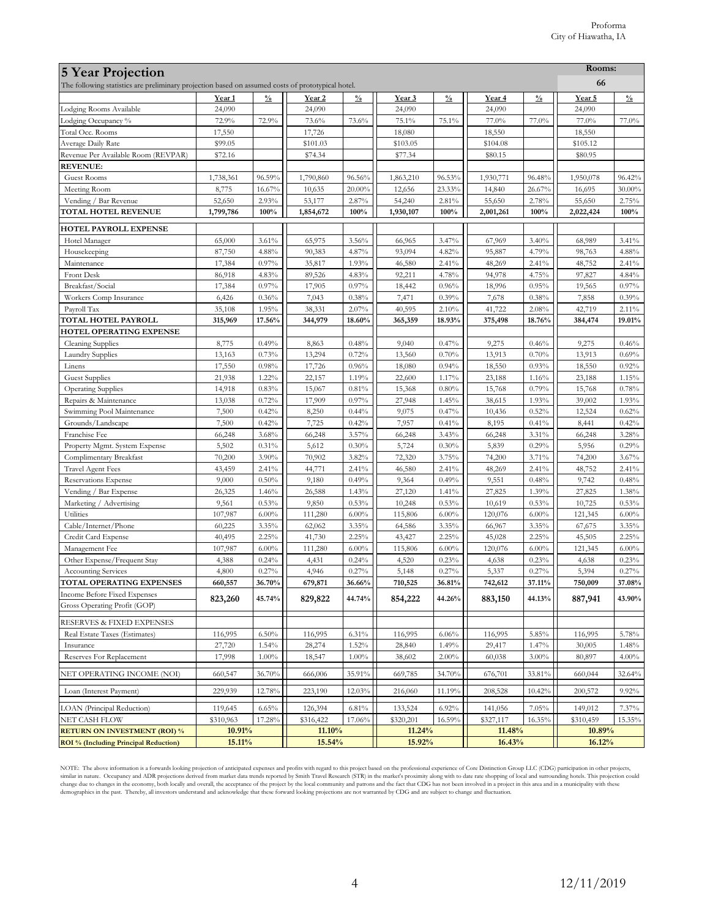## 5 Year Projection

The following statistics are preliminary projection based on assumed costs of prototypical hotel.

**Rooms:** 66

| | Year 1 | % | Year 2 | % | Year 3 | % | Year 4 | % | Year 5 | % |
|---|---|---|---|---|---|---|---|---|---|---|
| Lodging Rooms Available | 24,090 | | 24,090 | | 24,090 | | 24,090 | | 24,090 | |
| Lodging Occupancy % | 72.9% | 72.9% | 73.6% | 73.6% | 75.1% | 75.1% | 77.0% | 77.0% | 77.0% | 77.0% |
| Total Occ. Rooms | 17,550 | | 17,726 | | 18,080 | | 18,550 | | 18,550 | |
| Average Daily Rate | $99.05 | | $101.03 | | $103.05 | | $104.08 | | $105.12 | |
| Revenue Per Available Room (REVPAR) | $72.16 | | $74.34 | | $77.34 | | $80.15 | | $80.95 | |
| **REVENUE:** | | | | | | | | | | |
| Guest Rooms | 1,738,361 | 96.59% | 1,790,860 | 96.56% | 1,863,210 | 96.53% | 1,930,771 | 96.48% | 1,950,078 | 96.42% |
| Meeting Room | 8,775 | 16.67% | 10,635 | 20.00% | 12,656 | 23.33% | 14,840 | 26.67% | 16,695 | 30.00% |
| Vending / Bar Revenue | 52,650 | 2.93% | 53,177 | 2.87% | 54,240 | 2.81% | 55,650 | 2.78% | 55,650 | 2.75% |
| **TOTAL HOTEL REVENUE** | **1,799,786** | **100%** | **1,854,672** | **100%** | **1,930,107** | **100%** | **2,001,261** | **100%** | **2,022,424** | **100%** |
| **HOTEL PAYROLL EXPENSE** | | | | | | | | | | |
| Hotel Manager | 65,000 | 3.61% | 65,975 | 3.56% | 66,965 | 3.47% | 67,969 | 3.40% | 68,989 | 3.41% |
| Housekeeping | 87,750 | 4.88% | 90,383 | 4.87% | 93,094 | 4.82% | 95,887 | 4.79% | 98,763 | 4.88% |
| Maintenance | 17,384 | 0.97% | 35,817 | 1.93% | 46,580 | 2.41% | 48,269 | 2.41% | 48,752 | 2.41% |
| Front Desk | 86,918 | 4.83% | 89,526 | 4.83% | 92,211 | 4.78% | 94,978 | 4.75% | 97,827 | 4.84% |
| Breakfast/Social | 17,384 | 0.97% | 17,905 | 0.97% | 18,442 | 0.96% | 18,996 | 0.95% | 19,565 | 0.97% |
| Workers Comp Insurance | 6,426 | 0.36% | 7,043 | 0.38% | 7,471 | 0.39% | 7,678 | 0.38% | 7,858 | 0.39% |
| Payroll Tax | 35,108 | 1.95% | 38,331 | 2.07% | 40,595 | 2.10% | 41,722 | 2.08% | 42,719 | 2.11% |
| **TOTAL HOTEL PAYROLL** | **315,969** | **17.56%** | **344,979** | **18.60%** | **365,359** | **18.93%** | **375,498** | **18.76%** | **384,474** | **19.01%** |
| **HOTEL OPERATING EXPENSE** | | | | | | | | | | |
| Cleaning Supplies | 8,775 | 0.49% | 8,863 | 0.48% | 9,040 | 0.47% | 9,275 | 0.46% | 9,275 | 0.46% |
| Laundry Supplies | 13,163 | 0.73% | 13,294 | 0.72% | 13,560 | 0.70% | 13,913 | 0.70% | 13,913 | 0.69% |
| Linens | 17,550 | 0.98% | 17,726 | 0.96% | 18,080 | 0.94% | 18,550 | 0.93% | 18,550 | 0.92% |
| Guest Supplies | 21,938 | 1.22% | 22,157 | 1.19% | 22,600 | 1.17% | 23,188 | 1.16% | 23,188 | 1.15% |
| Operating Supplies | 14,918 | 0.83% | 15,067 | 0.81% | 15,368 | 0.80% | 15,768 | 0.79% | 15,768 | 0.78% |
| Repairs & Maintenance | 13,038 | 0.72% | 17,909 | 0.97% | 27,948 | 1.45% | 38,615 | 1.93% | 39,002 | 1.93% |
| Swimming Pool Maintenance | 7,500 | 0.42% | 8,250 | 0.44% | 9,075 | 0.47% | 10,436 | 0.52% | 12,524 | 0.62% |
| Grounds/Landscape | 7,500 | 0.42% | 7,725 | 0.42% | 7,957 | 0.41% | 8,195 | 0.41% | 8,441 | 0.42% |
| Franchise Fee | 66,248 | 3.68% | 66,248 | 3.57% | 66,248 | 3.43% | 66,248 | 3.31% | 66,248 | 3.28% |
| Property Mgmt. System Expense | 5,502 | 0.31% | 5,612 | 0.30% | 5,724 | 0.30% | 5,839 | 0.29% | 5,956 | 0.29% |
| Complimentary Breakfast | 70,200 | 3.90% | 70,902 | 3.82% | 72,320 | 3.75% | 74,200 | 3.71% | 74,200 | 3.67% |
| Travel Agent Fees | 43,459 | 2.41% | 44,771 | 2.41% | 46,580 | 2.41% | 48,269 | 2.41% | 48,752 | 2.41% |
| Reservations Expense | 9,000 | 0.50% | 9,180 | 0.49% | 9,364 | 0.49% | 9,551 | 0.48% | 9,742 | 0.48% |
| Vending / Bar Expense | 26,325 | 1.46% | 26,588 | 1.43% | 27,120 | 1.41% | 27,825 | 1.39% | 27,825 | 1.38% |
| Marketing / Advertising | 9,561 | 0.53% | 9,850 | 0.53% | 10,248 | 0.53% | 10,619 | 0.53% | 10,725 | 0.53% |
| Utilities | 107,987 | 6.00% | 111,280 | 6.00% | 115,806 | 6.00% | 120,076 | 6.00% | 121,345 | 6.00% |
| Cable/Internet/Phone | 60,225 | 3.35% | 62,062 | 3.35% | 64,586 | 3.35% | 66,967 | 3.35% | 67,675 | 3.35% |
| Credit Card Expense | 40,495 | 2.25% | 41,730 | 2.25% | 43,427 | 2.25% | 45,028 | 2.25% | 45,505 | 2.25% |
| Management Fee | 107,987 | 6.00% | 111,280 | 6.00% | 115,806 | 6.00% | 120,076 | 6.00% | 121,345 | 6.00% |
| Other Expense/Frequent Stay | 4,388 | 0.24% | 4,431 | 0.24% | 4,520 | 0.23% | 4,638 | 0.23% | 4,638 | 0.23% |
| Accounting Services | 4,800 | 0.27% | 4,946 | 0.27% | 5,148 | 0.27% | 5,337 | 0.27% | 5,394 | 0.27% |
| **TOTAL OPERATING EXPENSES** | **660,557** | **36.70%** | **679,871** | **36.66%** | **710,525** | **36.81%** | **742,612** | **37.11%** | **750,009** | **37.08%** |
| Income Before Fixed Expenses Gross Operating Profit (GOP) | **823,260** | **45.74%** | **829,822** | **44.74%** | **854,222** | **44.26%** | **883,150** | **44.13%** | **887,941** | **43.90%** |
| RESERVES & FIXED EXPENSES | | | | | | | | | | |
| Real Estate Taxes (Estimates) | 116,995 | 6.50% | 116,995 | 6.31% | 116,995 | 6.06% | 116,995 | 5.85% | 116,995 | 5.78% |
| Insurance | 27,720 | 1.54% | 28,274 | 1.52% | 28,840 | 1.49% | 29,417 | 1.47% | 30,005 | 1.48% |
| Reserves For Replacement | 17,998 | 1.00% | 18,547 | 1.00% | 38,602 | 2.00% | 60,038 | 3.00% | 80,897 | 4.00% |
| NET OPERATING INCOME (NOI) | 660,547 | 36.70% | 666,006 | 35.91% | 669,785 | 34.70% | 676,701 | 33.81% | 660,044 | 32.64% |
| Loan (Interest Payment) | 229,939 | 12.78% | 223,190 | 12.03% | 216,060 | 11.19% | 208,528 | 10.42% | 200,572 | 9.92% |
| LOAN (Principal Reduction) | 119,645 | 6.65% | 126,394 | 6.81% | 133,524 | 6.92% | 141,056 | 7.05% | 149,012 | 7.37% |
| NET CASH FLOW | $310,963 | 17.28% | $316,422 | 17.06% | $320,201 | 16.59% | $327,117 | 16.35% | $310,459 | 15.35% |
| **RETURN ON INVESTMENT (ROI) %** | **10.91%** | | **11.10%** | | **11.24%** | | **11.48%** | | **10.89%** | |
| **ROI % (Including Principal Reduction)** | **15.11%** | | **15.54%** | | **15.92%** | | **16.43%** | | **16.12%** | |

NOTE: The above information is a forwards looking projection of anticipated expenses and profits with regard to this project based on the professional experience of Core Distinction Group LLC (CDG) participation in other projects, similar in nature. Occupancy and ADR projections derived from market data trends reported by Smith Travel Research (STR) in the market's proximity along with to date rate shopping of local and surrounding hotels. This projection could change due to changes in the economy, both locally and overall, the acceptance of the project by the local community and patrons and the fact that CDG has not been involved in a project in this area and in a municipality with these demographics in the past. Thereby, all investors understand and acknowledge that these forward looking projections are not warranted by CDG and are subject to change and fluctuation.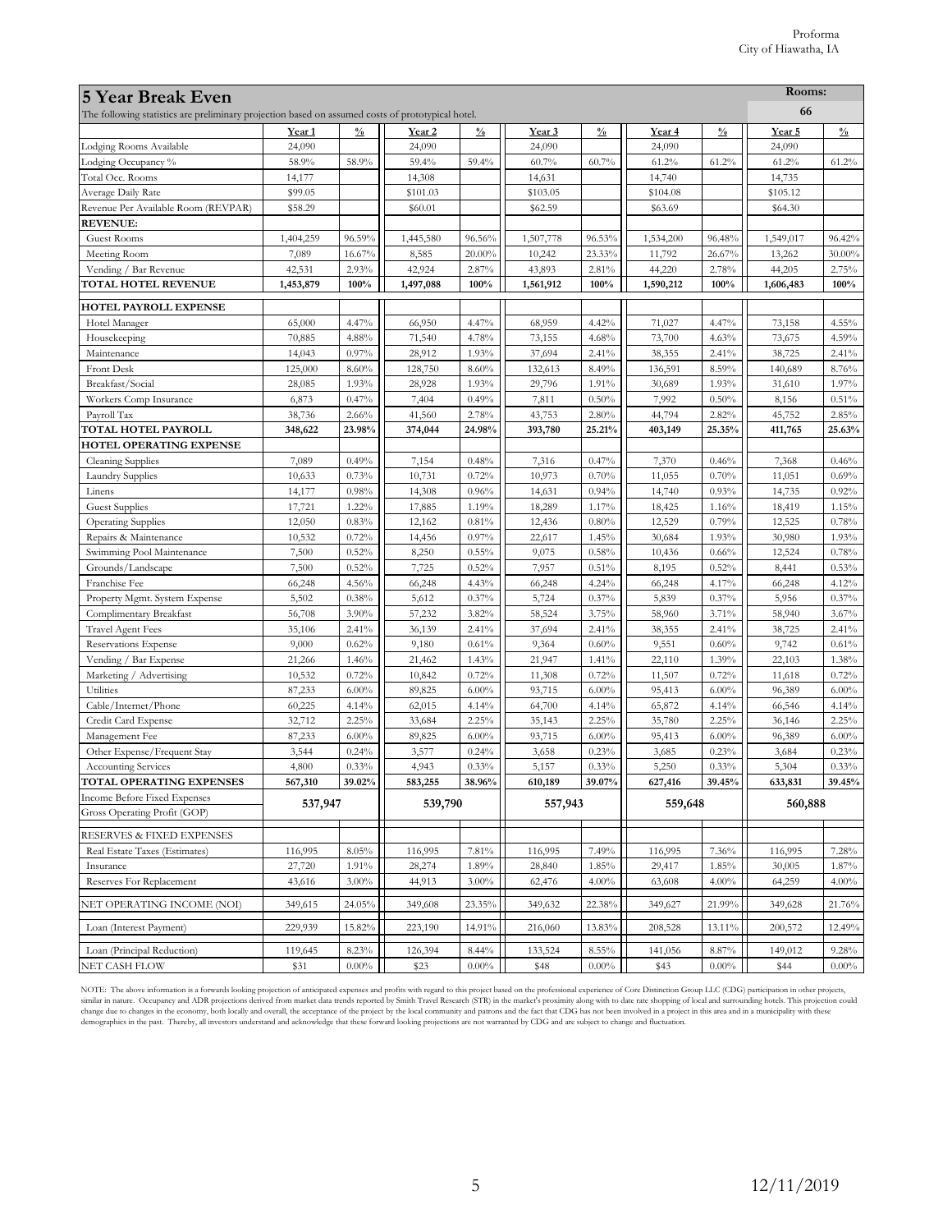## 5 Year Break Even

The following statistics are preliminary projection based on assumed costs of prototypical hotel.

Rooms: 66

| | Year 1 | % | Year 2 | % | Year 3 | % | Year 4 | % | Year 5 | % |
|---|---|---|---|---|---|---|---|---|---|---|
| Lodging Rooms Available | 24,090 | | 24,090 | | 24,090 | | 24,090 | | 24,090 | |
| Lodging Occupancy % | 58.9% | 58.9% | 59.4% | 59.4% | 60.7% | 60.7% | 61.2% | 61.2% | 61.2% | 61.2% |
| Total Occ. Rooms | 14,177 | | 14,308 | | 14,631 | | 14,740 | | 14,735 | |
| Average Daily Rate | $99.05 | | $101.03 | | $103.05 | | $104.08 | | $105.12 | |
| Revenue Per Available Room (REVPAR) | $58.29 | | $60.01 | | $62.59 | | $63.69 | | $64.30 | |
| **REVENUE:** | | | | | | | | | | |
| Guest Rooms | 1,404,259 | 96.59% | 1,445,580 | 96.56% | 1,507,778 | 96.53% | 1,534,200 | 96.48% | 1,549,017 | 96.42% |
| Meeting Room | 7,089 | 16.67% | 8,585 | 20.00% | 10,242 | 23.33% | 11,792 | 26.67% | 13,262 | 30.00% |
| Vending / Bar Revenue | 42,531 | 2.93% | 42,924 | 2.87% | 43,893 | 2.81% | 44,220 | 2.78% | 44,205 | 2.75% |
| **TOTAL HOTEL REVENUE** | **1,453,879** | **100%** | **1,497,088** | **100%** | **1,561,912** | **100%** | **1,590,212** | **100%** | **1,606,483** | **100%** |
| **HOTEL PAYROLL EXPENSE** | | | | | | | | | | |
| Hotel Manager | 65,000 | 4.47% | 66,950 | 4.47% | 68,959 | 4.42% | 71,027 | 4.47% | 73,158 | 4.55% |
| Housekeeping | 70,885 | 4.88% | 71,540 | 4.78% | 73,155 | 4.68% | 73,700 | 4.63% | 73,675 | 4.59% |
| Maintenance | 14,043 | 0.97% | 28,912 | 1.93% | 37,694 | 2.41% | 38,355 | 2.41% | 38,725 | 2.41% |
| Front Desk | 125,000 | 8.60% | 128,750 | 8.60% | 132,613 | 8.49% | 136,591 | 8.59% | 140,689 | 8.76% |
| Breakfast/Social | 28,085 | 1.93% | 28,928 | 1.93% | 29,796 | 1.91% | 30,689 | 1.93% | 31,610 | 1.97% |
| Workers Comp Insurance | 6,873 | 0.47% | 7,404 | 0.49% | 7,811 | 0.50% | 7,992 | 0.50% | 8,156 | 0.51% |
| Payroll Tax | 38,736 | 2.66% | 41,560 | 2.78% | 43,753 | 2.80% | 44,794 | 2.82% | 45,752 | 2.85% |
| **TOTAL HOTEL PAYROLL** | **348,622** | **23.98%** | **374,044** | **24.98%** | **393,780** | **25.21%** | **403,149** | **25.35%** | **411,765** | **25.63%** |
| **HOTEL OPERATING EXPENSE** | | | | | | | | | | |
| Cleaning Supplies | 7,089 | 0.49% | 7,154 | 0.48% | 7,316 | 0.47% | 7,370 | 0.46% | 7,368 | 0.46% |
| Laundry Supplies | 10,633 | 0.73% | 10,731 | 0.72% | 10,973 | 0.70% | 11,055 | 0.70% | 11,051 | 0.69% |
| Linens | 14,177 | 0.98% | 14,308 | 0.96% | 14,631 | 0.94% | 14,740 | 0.93% | 14,735 | 0.92% |
| Guest Supplies | 17,721 | 1.22% | 17,885 | 1.19% | 18,289 | 1.17% | 18,425 | 1.16% | 18,419 | 1.15% |
| Operating Supplies | 12,050 | 0.83% | 12,162 | 0.81% | 12,436 | 0.80% | 12,529 | 0.79% | 12,525 | 0.78% |
| Repairs & Maintenance | 10,532 | 0.72% | 14,456 | 0.97% | 22,617 | 1.45% | 30,684 | 1.93% | 30,980 | 1.93% |
| Swimming Pool Maintenance | 7,500 | 0.52% | 8,250 | 0.55% | 9,075 | 0.58% | 10,436 | 0.66% | 12,524 | 0.78% |
| Grounds/Landscape | 7,500 | 0.52% | 7,725 | 0.52% | 7,957 | 0.51% | 8,195 | 0.52% | 8,441 | 0.53% |
| Franchise Fee | 66,248 | 4.56% | 66,248 | 4.43% | 66,248 | 4.24% | 66,248 | 4.17% | 66,248 | 4.12% |
| Property Mgmt. System Expense | 5,502 | 0.38% | 5,612 | 0.37% | 5,724 | 0.37% | 5,839 | 0.37% | 5,956 | 0.37% |
| Complimentary Breakfast | 56,708 | 3.90% | 57,232 | 3.82% | 58,524 | 3.75% | 58,960 | 3.71% | 58,940 | 3.67% |
| Travel Agent Fees | 35,106 | 2.41% | 36,139 | 2.41% | 37,694 | 2.41% | 38,355 | 2.41% | 38,725 | 2.41% |
| Reservations Expense | 9,000 | 0.62% | 9,180 | 0.61% | 9,364 | 0.60% | 9,551 | 0.60% | 9,742 | 0.61% |
| Vending / Bar Expense | 21,266 | 1.46% | 21,462 | 1.43% | 21,947 | 1.41% | 22,110 | 1.39% | 22,103 | 1.38% |
| Marketing / Advertising | 10,532 | 0.72% | 10,842 | 0.72% | 11,308 | 0.72% | 11,507 | 0.72% | 11,618 | 0.72% |
| Utilities | 87,233 | 6.00% | 89,825 | 6.00% | 93,715 | 6.00% | 95,413 | 6.00% | 96,389 | 6.00% |
| Cable/Internet/Phone | 60,225 | 4.14% | 62,015 | 4.14% | 64,700 | 4.14% | 65,872 | 4.14% | 66,546 | 4.14% |
| Credit Card Expense | 32,712 | 2.25% | 33,684 | 2.25% | 35,143 | 2.25% | 35,780 | 2.25% | 36,146 | 2.25% |
| Management Fee | 87,233 | 6.00% | 89,825 | 6.00% | 93,715 | 6.00% | 95,413 | 6.00% | 96,389 | 6.00% |
| Other Expense/Frequent Stay | 3,544 | 0.24% | 3,577 | 0.24% | 3,658 | 0.23% | 3,685 | 0.23% | 3,684 | 0.23% |
| Accounting Services | 4,800 | 0.33% | 4,943 | 0.33% | 5,157 | 0.33% | 5,250 | 0.33% | 5,304 | 0.33% |
| **TOTAL OPERATING EXPENSES** | **567,310** | **39.02%** | **583,255** | **38.96%** | **610,189** | **39.07%** | **627,416** | **39.45%** | **633,831** | **39.45%** |
| Income Before Fixed Expenses Gross Operating Profit (GOP) | **537,947** | | **539,790** | | **557,943** | | **559,648** | | **560,888** | |
| RESERVES & FIXED EXPENSES | | | | | | | | | | |
| Real Estate Taxes (Estimates) | 116,995 | 8.05% | 116,995 | 7.81% | 116,995 | 7.49% | 116,995 | 7.36% | 116,995 | 7.28% |
| Insurance | 27,720 | 1.91% | 28,274 | 1.89% | 28,840 | 1.85% | 29,417 | 1.85% | 30,005 | 1.87% |
| Reserves For Replacement | 43,616 | 3.00% | 44,913 | 3.00% | 62,476 | 4.00% | 63,608 | 4.00% | 64,259 | 4.00% |
| NET OPERATING INCOME (NOI) | 349,615 | 24.05% | 349,608 | 23.35% | 349,632 | 22.38% | 349,627 | 21.99% | 349,628 | 21.76% |
| Loan (Interest Payment) | 229,939 | 15.82% | 223,190 | 14.91% | 216,060 | 13.83% | 208,528 | 13.11% | 200,572 | 12.49% |
| Loan (Principal Reduction) | 119,645 | 8.23% | 126,394 | 8.44% | 133,524 | 8.55% | 141,056 | 8.87% | 149,012 | 9.28% |
| NET CASH FLOW | $31 | 0.00% | $23 | 0.00% | $48 | 0.00% | $43 | 0.00% | $44 | 0.00% |

NOTE: The above information is a forwards looking projection of anticipated expenses and profits with regard to this project based on the professional experience of Core Distinction Group LLC (CDG) participation in other projects, similar in nature. Occupancy and ADR projections derived from market data trends reported by Smith Travel Research (STR) in the market's proximity along with to date rate shopping of local and surrounding hotels. This projection could change due to changes in the economy, both locally and overall, the acceptance of the project by the local community and patrons and the fact that CDG has not been involved in a project in this area and in a municipality with these demographics in the past. Thereby, all investors understand and acknowledge that these forward looking projections are not warranted by CDG and are subject to change and fluctuation.